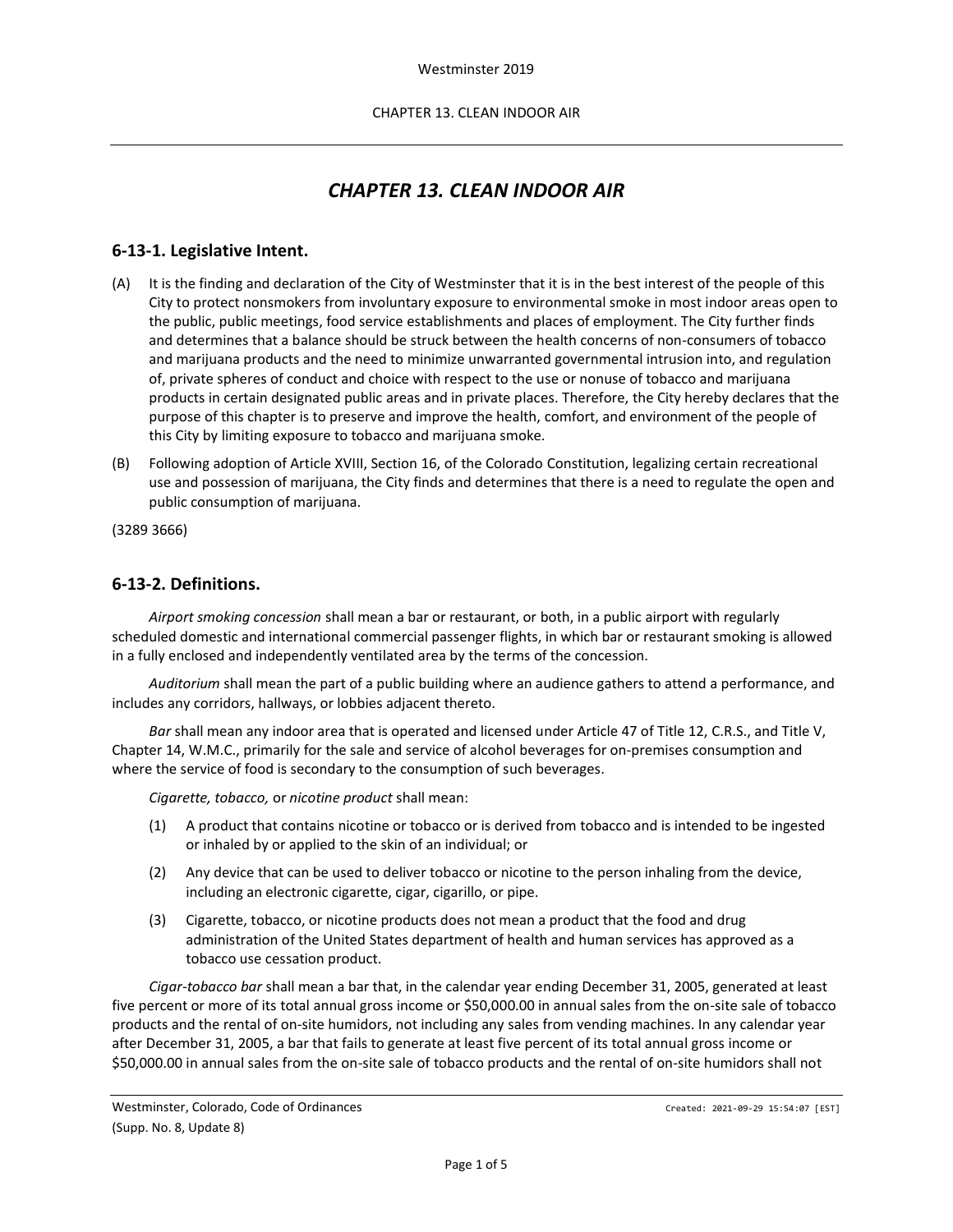# CHAPTER 13. CLEAN INDOOR AIR

## 6-13-1. Legislative Intent.

(A) It is the finding and declaration of the City of Westminster that it is in the best interest of the people of this City to protect nonsmokers from involuntary exposure to environmental smoke in most indoor areas open to the public, public meetings, food service establishments and places of employment. The City further finds and determines that a balance should be struck between the health concerns of non-consumers of tobacco and marijuana products and the need to minimize unwarranted governmental intrusion into, and regulation of, private spheres of conduct and choice with respect to the use or nonuse of tobacco and marijuana products in certain designated public areas and in private places. Therefore, the City hereby declares that the purpose of this chapter is to preserve and improve the health, comfort, and environment of the people of this City by limiting exposure to tobacco and marijuana smoke.

(B) Following adoption of Article XVIII, Section 16, of the Colorado Constitution, legalizing certain recreational use and possession of marijuana, the City finds and determines that there is a need to regulate the open and public consumption of marijuana.

(3289 3666)

## 6-13-2. Definitions.

*Airport smoking concession* shall mean a bar or restaurant, or both, in a public airport with regularly scheduled domestic and international commercial passenger flights, in which bar or restaurant smoking is allowed in a fully enclosed and independently ventilated area by the terms of the concession.

*Auditorium* shall mean the part of a public building where an audience gathers to attend a performance, and includes any corridors, hallways, or lobbies adjacent thereto.

*Bar* shall mean any indoor area that is operated and licensed under Article 47 of Title 12, C.R.S., and Title V, Chapter 14, W.M.C., primarily for the sale and service of alcohol beverages for on-premises consumption and where the service of food is secondary to the consumption of such beverages.

*Cigarette, tobacco,* or *nicotine product* shall mean:

(1) A product that contains nicotine or tobacco or is derived from tobacco and is intended to be ingested or inhaled by or applied to the skin of an individual; or

(2) Any device that can be used to deliver tobacco or nicotine to the person inhaling from the device, including an electronic cigarette, cigar, cigarillo, or pipe.

(3) Cigarette, tobacco, or nicotine products does not mean a product that the food and drug administration of the United States department of health and human services has approved as a tobacco use cessation product.

*Cigar-tobacco bar* shall mean a bar that, in the calendar year ending December 31, 2005, generated at least five percent or more of its total annual gross income or $50,000.00 in annual sales from the on-site sale of tobacco products and the rental of on-site humidors, not including any sales from vending machines. In any calendar year after December 31, 2005, a bar that fails to generate at least five percent of its total annual gross income or $50,000.00 in annual sales from the on-site sale of tobacco products and the rental of on-site humidors shall not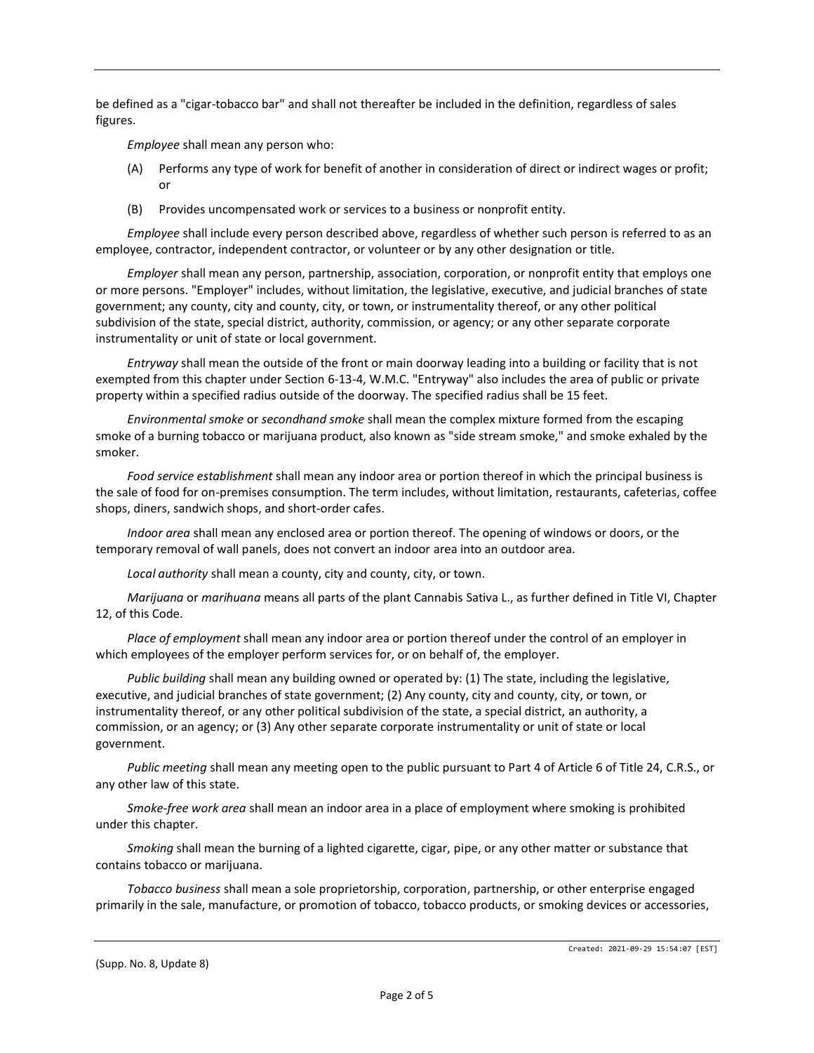be defined as a "cigar-tobacco bar" and shall not thereafter be included in the definition, regardless of sales figures.

*Employee* shall mean any person who:

(A) Performs any type of work for benefit of another in consideration of direct or indirect wages or profit; or

(B) Provides uncompensated work or services to a business or nonprofit entity.

*Employee* shall include every person described above, regardless of whether such person is referred to as an employee, contractor, independent contractor, or volunteer or by any other designation or title.

*Employer* shall mean any person, partnership, association, corporation, or nonprofit entity that employs one or more persons. "Employer" includes, without limitation, the legislative, executive, and judicial branches of state government; any county, city and county, city, or town, or instrumentality thereof, or any other political subdivision of the state, special district, authority, commission, or agency; or any other separate corporate instrumentality or unit of state or local government.

*Entryway* shall mean the outside of the front or main doorway leading into a building or facility that is not exempted from this chapter under Section 6-13-4, W.M.C. "Entryway" also includes the area of public or private property within a specified radius outside of the doorway. The specified radius shall be 15 feet.

*Environmental smoke* or *secondhand smoke* shall mean the complex mixture formed from the escaping smoke of a burning tobacco or marijuana product, also known as "side stream smoke," and smoke exhaled by the smoker.

*Food service establishment* shall mean any indoor area or portion thereof in which the principal business is the sale of food for on-premises consumption. The term includes, without limitation, restaurants, cafeterias, coffee shops, diners, sandwich shops, and short-order cafes.

*Indoor area* shall mean any enclosed area or portion thereof. The opening of windows or doors, or the temporary removal of wall panels, does not convert an indoor area into an outdoor area.

*Local authority* shall mean a county, city and county, city, or town.

*Marijuana* or *marihuana* means all parts of the plant Cannabis Sativa L., as further defined in Title VI, Chapter 12, of this Code.

*Place of employment* shall mean any indoor area or portion thereof under the control of an employer in which employees of the employer perform services for, or on behalf of, the employer.

*Public building* shall mean any building owned or operated by: (1) The state, including the legislative, executive, and judicial branches of state government; (2) Any county, city and county, city, or town, or instrumentality thereof, or any other political subdivision of the state, a special district, an authority, a commission, or an agency; or (3) Any other separate corporate instrumentality or unit of state or local government.

*Public meeting* shall mean any meeting open to the public pursuant to Part 4 of Article 6 of Title 24, C.R.S., or any other law of this state.

*Smoke-free work area* shall mean an indoor area in a place of employment where smoking is prohibited under this chapter.

*Smoking* shall mean the burning of a lighted cigarette, cigar, pipe, or any other matter or substance that contains tobacco or marijuana.

*Tobacco business* shall mean a sole proprietorship, corporation, partnership, or other enterprise engaged primarily in the sale, manufacture, or promotion of tobacco, tobacco products, or smoking devices or accessories,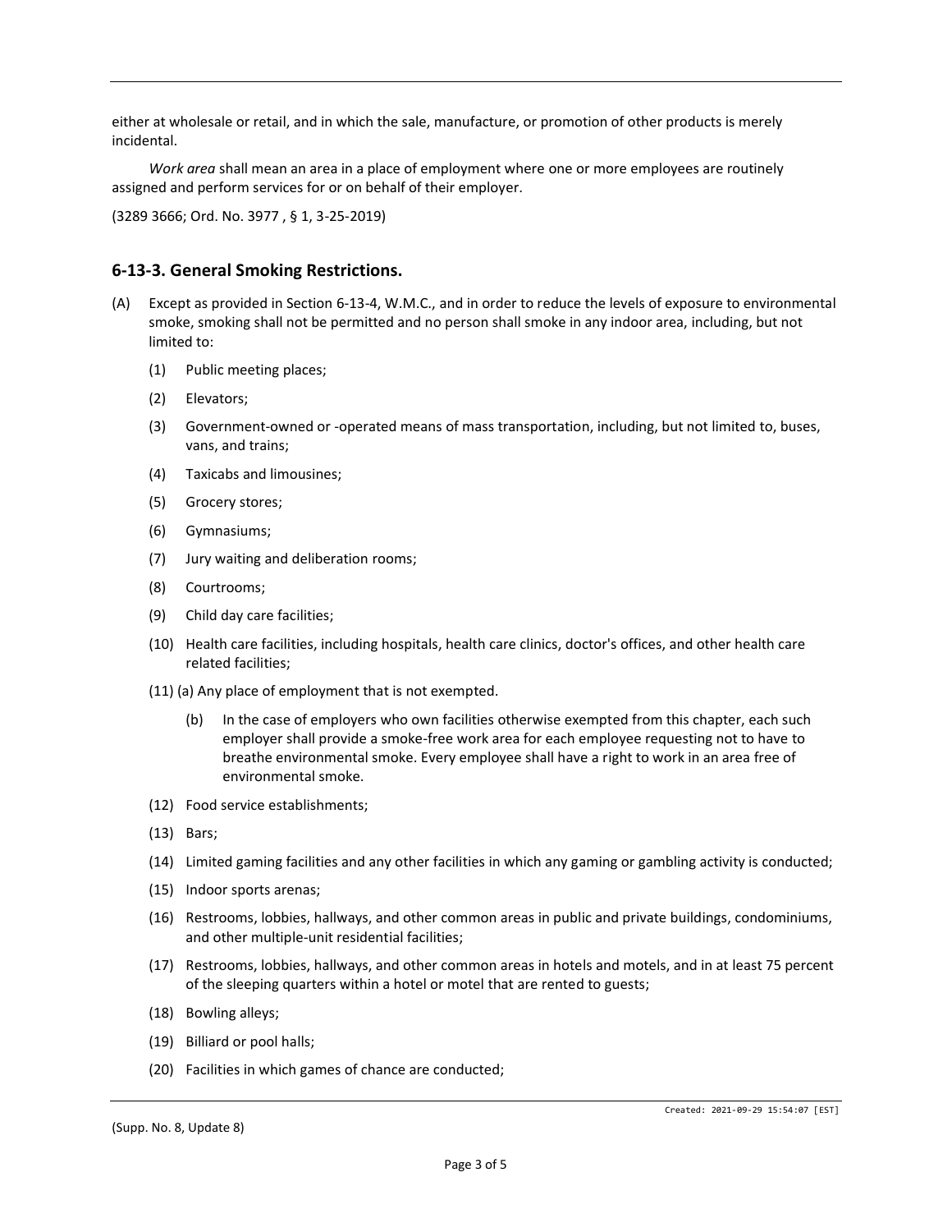either at wholesale or retail, and in which the sale, manufacture, or promotion of other products is merely incidental.

*Work area* shall mean an area in a place of employment where one or more employees are routinely assigned and perform services for or on behalf of their employer.

(3289 3666; Ord. No. 3977 , § 1, 3-25-2019)

## 6-13-3. General Smoking Restrictions.

(A) Except as provided in Section 6-13-4, W.M.C., and in order to reduce the levels of exposure to environmental smoke, smoking shall not be permitted and no person shall smoke in any indoor area, including, but not limited to:

- (1) Public meeting places;
- (2) Elevators;
- (3) Government-owned or -operated means of mass transportation, including, but not limited to, buses, vans, and trains;
- (4) Taxicabs and limousines;
- (5) Grocery stores;
- (6) Gymnasiums;
- (7) Jury waiting and deliberation rooms;
- (8) Courtrooms;
- (9) Child day care facilities;
- (10) Health care facilities, including hospitals, health care clinics, doctor's offices, and other health care related facilities;
- (11) (a) Any place of employment that is not exempted.
  - (b) In the case of employers who own facilities otherwise exempted from this chapter, each such employer shall provide a smoke-free work area for each employee requesting not to have to breathe environmental smoke. Every employee shall have a right to work in an area free of environmental smoke.
- (12) Food service establishments;
- (13) Bars;
- (14) Limited gaming facilities and any other facilities in which any gaming or gambling activity is conducted;
- (15) Indoor sports arenas;
- (16) Restrooms, lobbies, hallways, and other common areas in public and private buildings, condominiums, and other multiple-unit residential facilities;
- (17) Restrooms, lobbies, hallways, and other common areas in hotels and motels, and in at least 75 percent of the sleeping quarters within a hotel or motel that are rented to guests;
- (18) Bowling alleys;
- (19) Billiard or pool halls;
- (20) Facilities in which games of chance are conducted;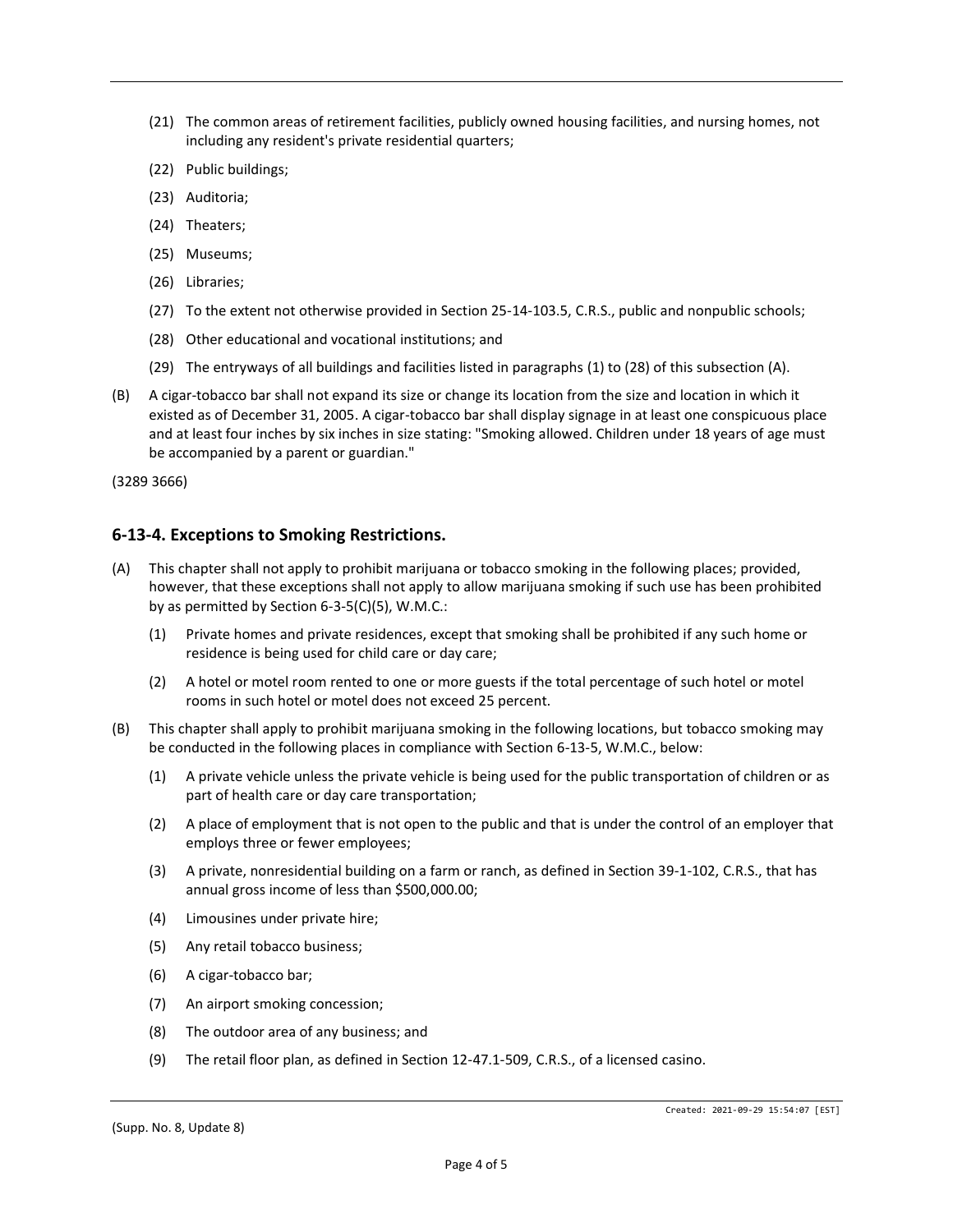(21) The common areas of retirement facilities, publicly owned housing facilities, and nursing homes, not including any resident's private residential quarters;

(22) Public buildings;

(23) Auditoria;

(24) Theaters;

(25) Museums;

(26) Libraries;

(27) To the extent not otherwise provided in Section 25-14-103.5, C.R.S., public and nonpublic schools;

(28) Other educational and vocational institutions; and

(29) The entryways of all buildings and facilities listed in paragraphs (1) to (28) of this subsection (A).

(B) A cigar-tobacco bar shall not expand its size or change its location from the size and location in which it existed as of December 31, 2005. A cigar-tobacco bar shall display signage in at least one conspicuous place and at least four inches by six inches in size stating: "Smoking allowed. Children under 18 years of age must be accompanied by a parent or guardian."

(3289 3666)

## 6-13-4. Exceptions to Smoking Restrictions.

(A) This chapter shall not apply to prohibit marijuana or tobacco smoking in the following places; provided, however, that these exceptions shall not apply to allow marijuana smoking if such use has been prohibited by as permitted by Section 6-3-5(C)(5), W.M.C.:

(1) Private homes and private residences, except that smoking shall be prohibited if any such home or residence is being used for child care or day care;

(2) A hotel or motel room rented to one or more guests if the total percentage of such hotel or motel rooms in such hotel or motel does not exceed 25 percent.

(B) This chapter shall apply to prohibit marijuana smoking in the following locations, but tobacco smoking may be conducted in the following places in compliance with Section 6-13-5, W.M.C., below:

(1) A private vehicle unless the private vehicle is being used for the public transportation of children or as part of health care or day care transportation;

(2) A place of employment that is not open to the public and that is under the control of an employer that employs three or fewer employees;

(3) A private, nonresidential building on a farm or ranch, as defined in Section 39-1-102, C.R.S., that has annual gross income of less than $500,000.00;

(4) Limousines under private hire;

(5) Any retail tobacco business;

(6) A cigar-tobacco bar;

(7) An airport smoking concession;

(8) The outdoor area of any business; and

(9) The retail floor plan, as defined in Section 12-47.1-509, C.R.S., of a licensed casino.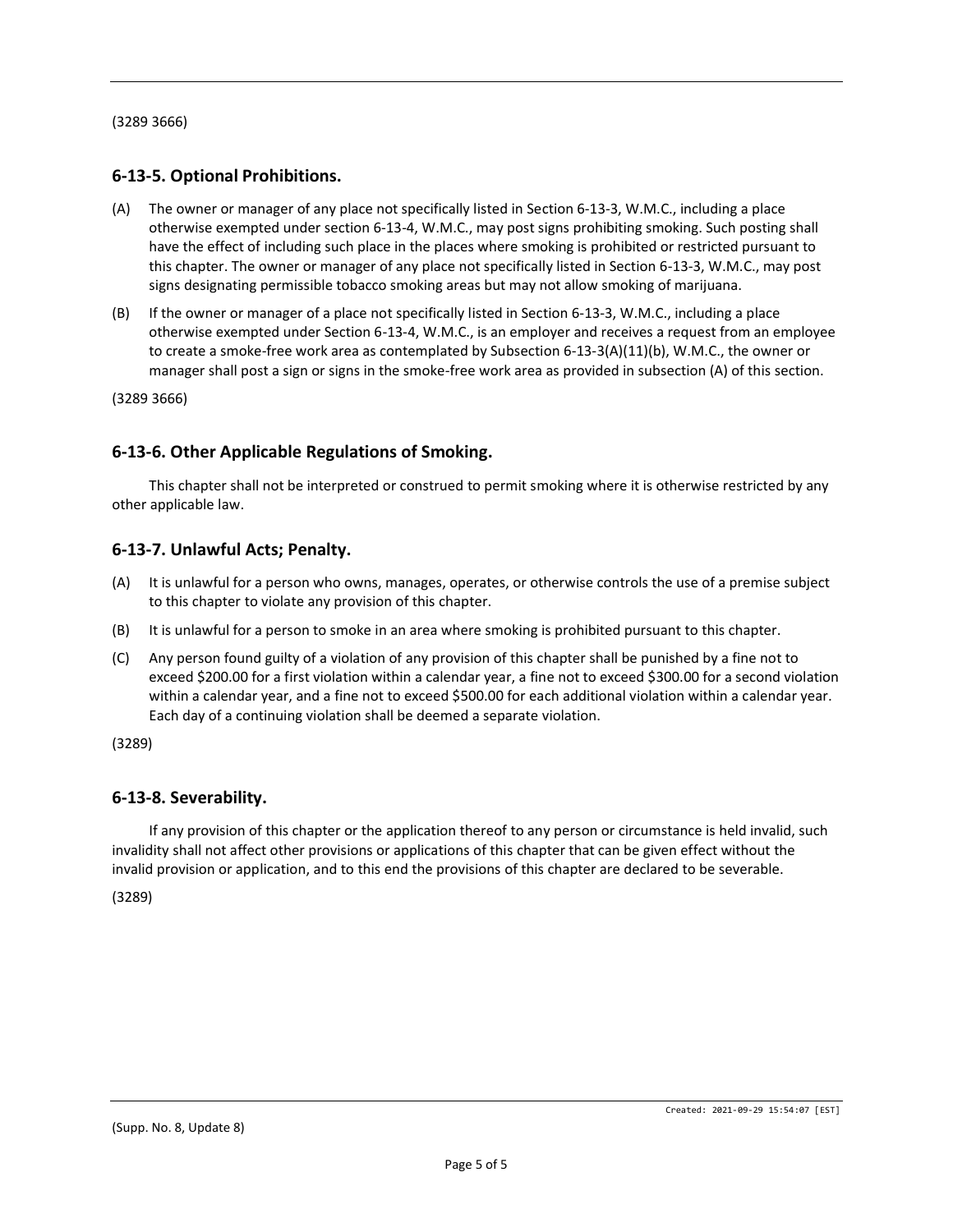(3289 3666)

## 6-13-5. Optional Prohibitions.

(A) The owner or manager of any place not specifically listed in Section 6-13-3, W.M.C., including a place otherwise exempted under section 6-13-4, W.M.C., may post signs prohibiting smoking. Such posting shall have the effect of including such place in the places where smoking is prohibited or restricted pursuant to this chapter. The owner or manager of any place not specifically listed in Section 6-13-3, W.M.C., may post signs designating permissible tobacco smoking areas but may not allow smoking of marijuana.

(B) If the owner or manager of a place not specifically listed in Section 6-13-3, W.M.C., including a place otherwise exempted under Section 6-13-4, W.M.C., is an employer and receives a request from an employee to create a smoke-free work area as contemplated by Subsection 6-13-3(A)(11)(b), W.M.C., the owner or manager shall post a sign or signs in the smoke-free work area as provided in subsection (A) of this section.

(3289 3666)

## 6-13-6. Other Applicable Regulations of Smoking.

This chapter shall not be interpreted or construed to permit smoking where it is otherwise restricted by any other applicable law.

## 6-13-7. Unlawful Acts; Penalty.

(A) It is unlawful for a person who owns, manages, operates, or otherwise controls the use of a premise subject to this chapter to violate any provision of this chapter.

(B) It is unlawful for a person to smoke in an area where smoking is prohibited pursuant to this chapter.

(C) Any person found guilty of a violation of any provision of this chapter shall be punished by a fine not to exceed $200.00 for a first violation within a calendar year, a fine not to exceed $300.00 for a second violation within a calendar year, and a fine not to exceed $500.00 for each additional violation within a calendar year. Each day of a continuing violation shall be deemed a separate violation.

(3289)

## 6-13-8. Severability.

If any provision of this chapter or the application thereof to any person or circumstance is held invalid, such invalidity shall not affect other provisions or applications of this chapter that can be given effect without the invalid provision or application, and to this end the provisions of this chapter are declared to be severable.

(3289)